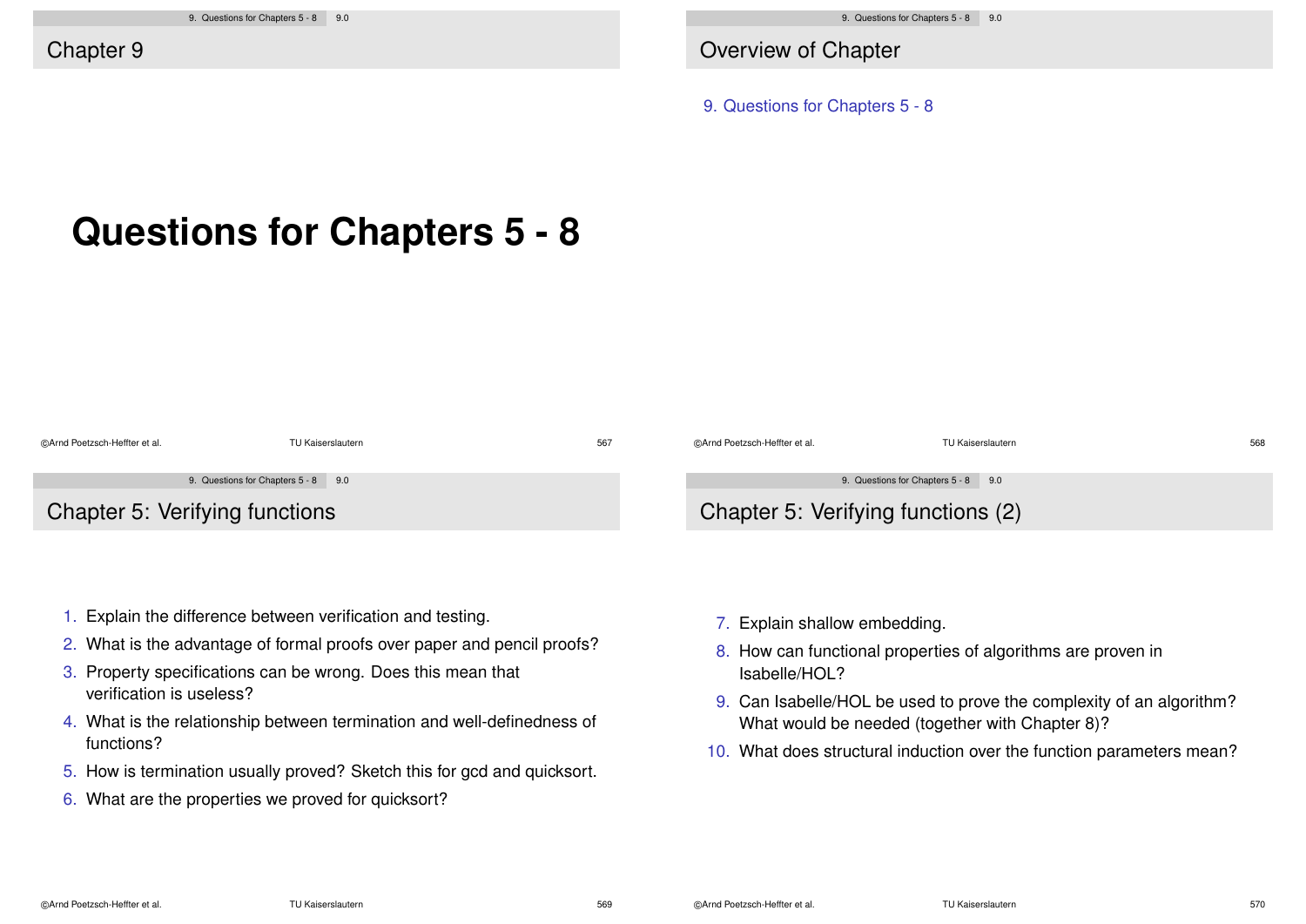## Chapter 9

# Questions for Chapters 5 - 8

## Overview of Chapter

9. Questions for Chapters 5 - 8

## Chapter 5: Verifying functions

1. Explain the difference between verification and testing.
2. What is the advantage of formal proofs over paper and pencil proofs?
3. Property specifications can be wrong. Does this mean that verification is useless?
4. What is the relationship between termination and well-definedness of functions?
5. How is termination usually proved? Sketch this for gcd and quicksort.
6. What are the properties we proved for quicksort?

## Chapter 5: Verifying functions (2)

7. Explain shallow embedding.
8. How can functional properties of algorithms are proven in Isabelle/HOL?
9. Can Isabelle/HOL be used to prove the complexity of an algorithm? What would be needed (together with Chapter 8)?
10. What does structural induction over the function parameters mean?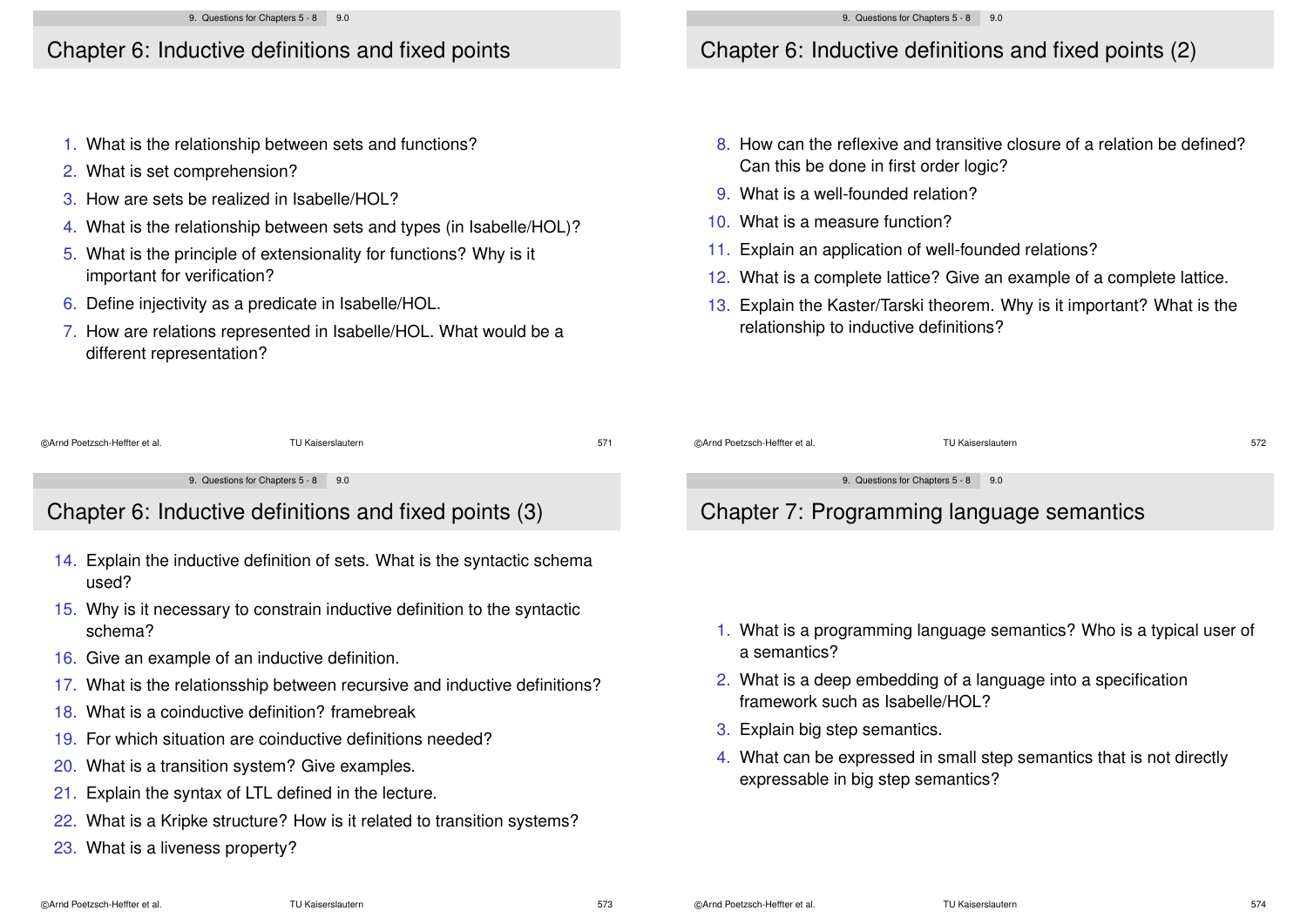## Chapter 6: Inductive definitions and fixed points

1. What is the relationship between sets and functions?
2. What is set comprehension?
3. How are sets be realized in Isabelle/HOL?
4. What is the relationship between sets and types (in Isabelle/HOL)?
5. What is the principle of extensionality for functions? Why is it important for verification?
6. Define injectivity as a predicate in Isabelle/HOL.
7. How are relations represented in Isabelle/HOL. What would be a different representation?

## Chapter 6: Inductive definitions and fixed points (2)

8. How can the reflexive and transitive closure of a relation be defined? Can this be done in first order logic?
9. What is a well-founded relation?
10. What is a measure function?
11. Explain an application of well-founded relations?
12. What is a complete lattice? Give an example of a complete lattice.
13. Explain the Kaster/Tarski theorem. Why is it important? What is the relationship to inductive definitions?

## Chapter 6: Inductive definitions and fixed points (3)

14. Explain the inductive definition of sets. What is the syntactic schema used?
15. Why is it necessary to constrain inductive definition to the syntactic schema?
16. Give an example of an inductive definition.
17. What is the relationsship between recursive and inductive definitions?
18. What is a coinductive definition? framebreak
19. For which situation are coinductive definitions needed?
20. What is a transition system? Give examples.
21. Explain the syntax of LTL defined in the lecture.
22. What is a Kripke structure? How is it related to transition systems?
23. What is a liveness property?

## Chapter 7: Programming language semantics

1. What is a programming language semantics? Who is a typical user of a semantics?
2. What is a deep embedding of a language into a specification framework such as Isabelle/HOL?
3. Explain big step semantics.
4. What can be expressed in small step semantics that is not directly expressable in big step semantics?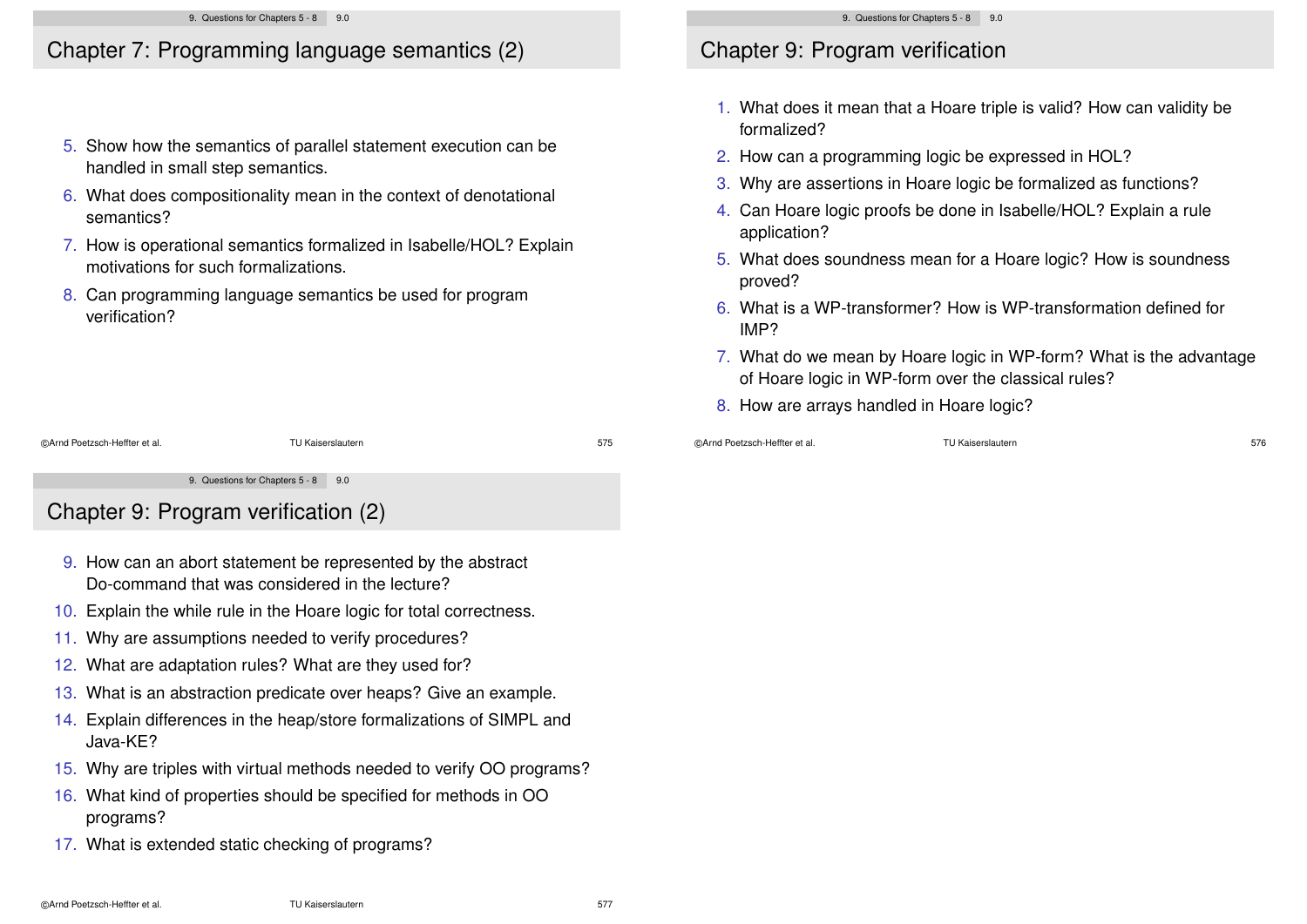## Chapter 7: Programming language semantics (2)

5. Show how the semantics of parallel statement execution can be handled in small step semantics.
6. What does compositionality mean in the context of denotational semantics?
7. How is operational semantics formalized in Isabelle/HOL? Explain motivations for such formalizations.
8. Can programming language semantics be used for program verification?

## Chapter 9: Program verification

1. What does it mean that a Hoare triple is valid? How can validity be formalized?
2. How can a programming logic be expressed in HOL?
3. Why are assertions in Hoare logic be formalized as functions?
4. Can Hoare logic proofs be done in Isabelle/HOL? Explain a rule application?
5. What does soundness mean for a Hoare logic? How is soundness proved?
6. What is a WP-transformer? How is WP-transformation defined for IMP?
7. What do we mean by Hoare logic in WP-form? What is the advantage of Hoare logic in WP-form over the classical rules?
8. How are arrays handled in Hoare logic?

## Chapter 9: Program verification (2)

9. How can an abort statement be represented by the abstract Do-command that was considered in the lecture?
10. Explain the while rule in the Hoare logic for total correctness.
11. Why are assumptions needed to verify procedures?
12. What are adaptation rules? What are they used for?
13. What is an abstraction predicate over heaps? Give an example.
14. Explain differences in the heap/store formalizations of SIMPL and Java-KE?
15. Why are triples with virtual methods needed to verify OO programs?
16. What kind of properties should be specified for methods in OO programs?
17. What is extended static checking of programs?